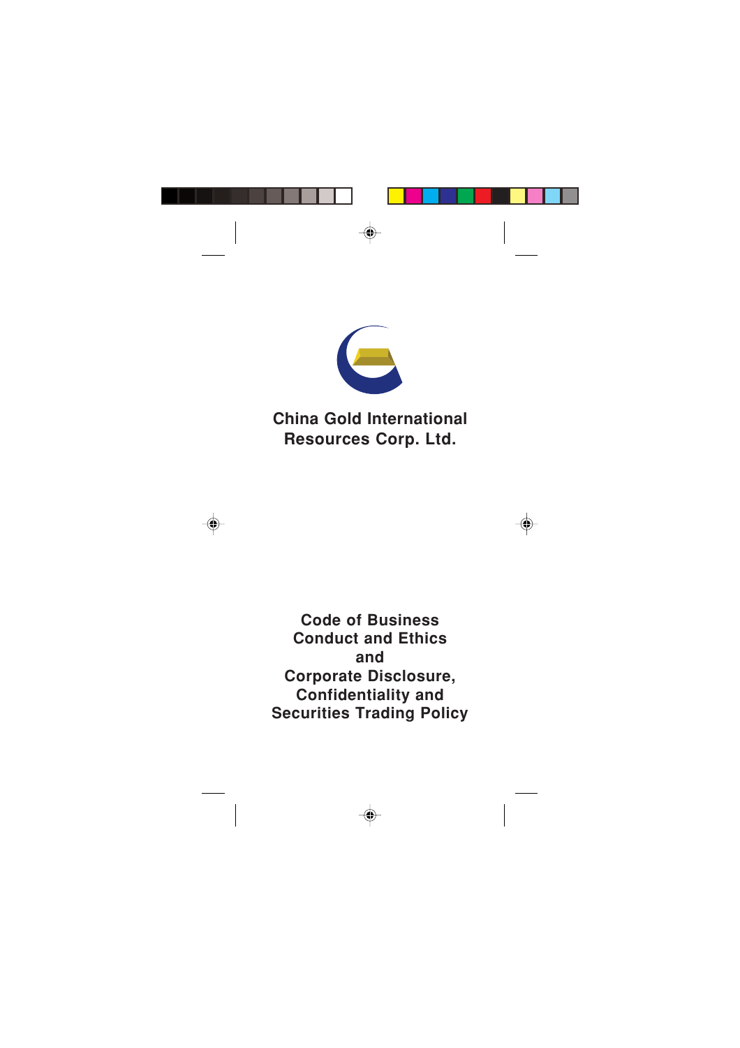**China Gold International Resources Corp. Ltd.**

# Code of Business Conduct and Ethics and Corporate Disclosure, Confidentiality and Securities Trading Policy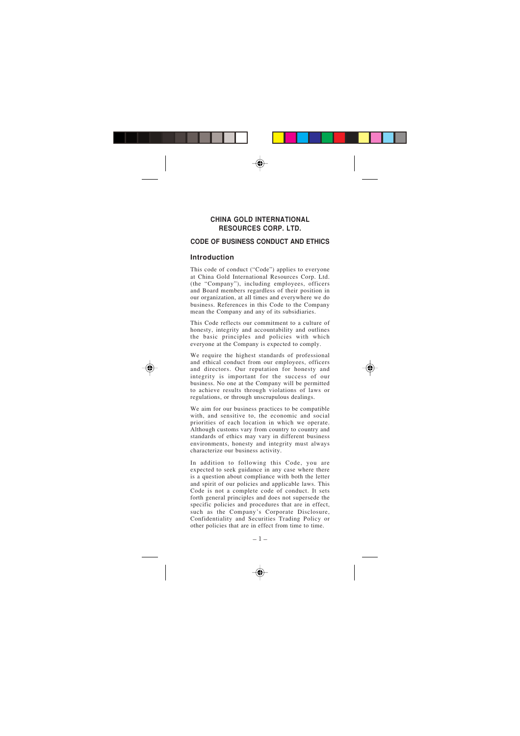# CHINA GOLD INTERNATIONAL RESOURCES CORP. LTD.

## CODE OF BUSINESS CONDUCT AND ETHICS

### Introduction

This code of conduct ("Code") applies to everyone at China Gold International Resources Corp. Ltd. (the "Company"), including employees, officers and Board members regardless of their position in our organization, at all times and everywhere we do business. References in this Code to the Company mean the Company and any of its subsidiaries.

This Code reflects our commitment to a culture of honesty, integrity and accountability and outlines the basic principles and policies with which everyone at the Company is expected to comply.

We require the highest standards of professional and ethical conduct from our employees, officers and directors. Our reputation for honesty and integrity is important for the success of our business. No one at the Company will be permitted to achieve results through violations of laws or regulations, or through unscrupulous dealings.

We aim for our business practices to be compatible with, and sensitive to, the economic and social priorities of each location in which we operate. Although customs vary from country to country and standards of ethics may vary in different business environments, honesty and integrity must always characterize our business activity.

In addition to following this Code, you are expected to seek guidance in any case where there is a question about compliance with both the letter and spirit of our policies and applicable laws. This Code is not a complete code of conduct. It sets forth general principles and does not supersede the specific policies and procedures that are in effect, such as the Company's Corporate Disclosure, Confidentiality and Securities Trading Policy or other policies that are in effect from time to time.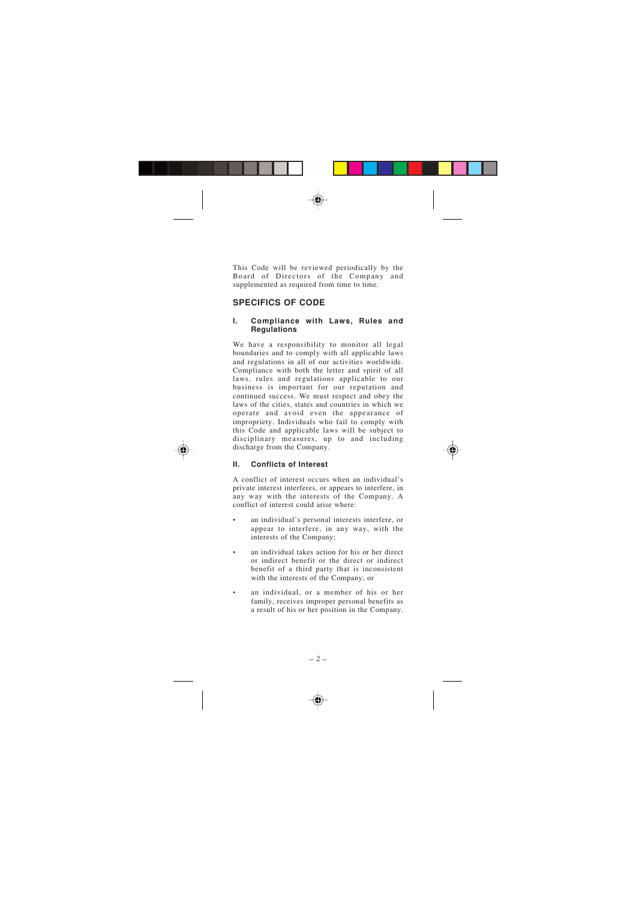This Code will be reviewed periodically by the Board of Directors of the Company and supplemented as required from time to time.

## SPECIFICS OF CODE

### I. Compliance with Laws, Rules and Regulations

We have a responsibility to monitor all legal boundaries and to comply with all applicable laws and regulations in all of our activities worldwide. Compliance with both the letter and spirit of all laws, rules and regulations applicable to our business is important for our reputation and continued success. We must respect and obey the laws of the cities, states and countries in which we operate and avoid even the appearance of impropriety. Individuals who fail to comply with this Code and applicable laws will be subject to disciplinary measures, up to and including discharge from the Company.

### II. Conflicts of Interest

A conflict of interest occurs when an individual's private interest interferes, or appears to interfere, in any way with the interests of the Company. A conflict of interest could arise where:

- an individual's personal interests interfere, or appear to interfere, in any way, with the interests of the Company;
- an individual takes action for his or her direct or indirect benefit or the direct or indirect benefit of a third party that is inconsistent with the interests of the Company; or
- an individual, or a member of his or her family, receives improper personal benefits as a result of his or her position in the Company.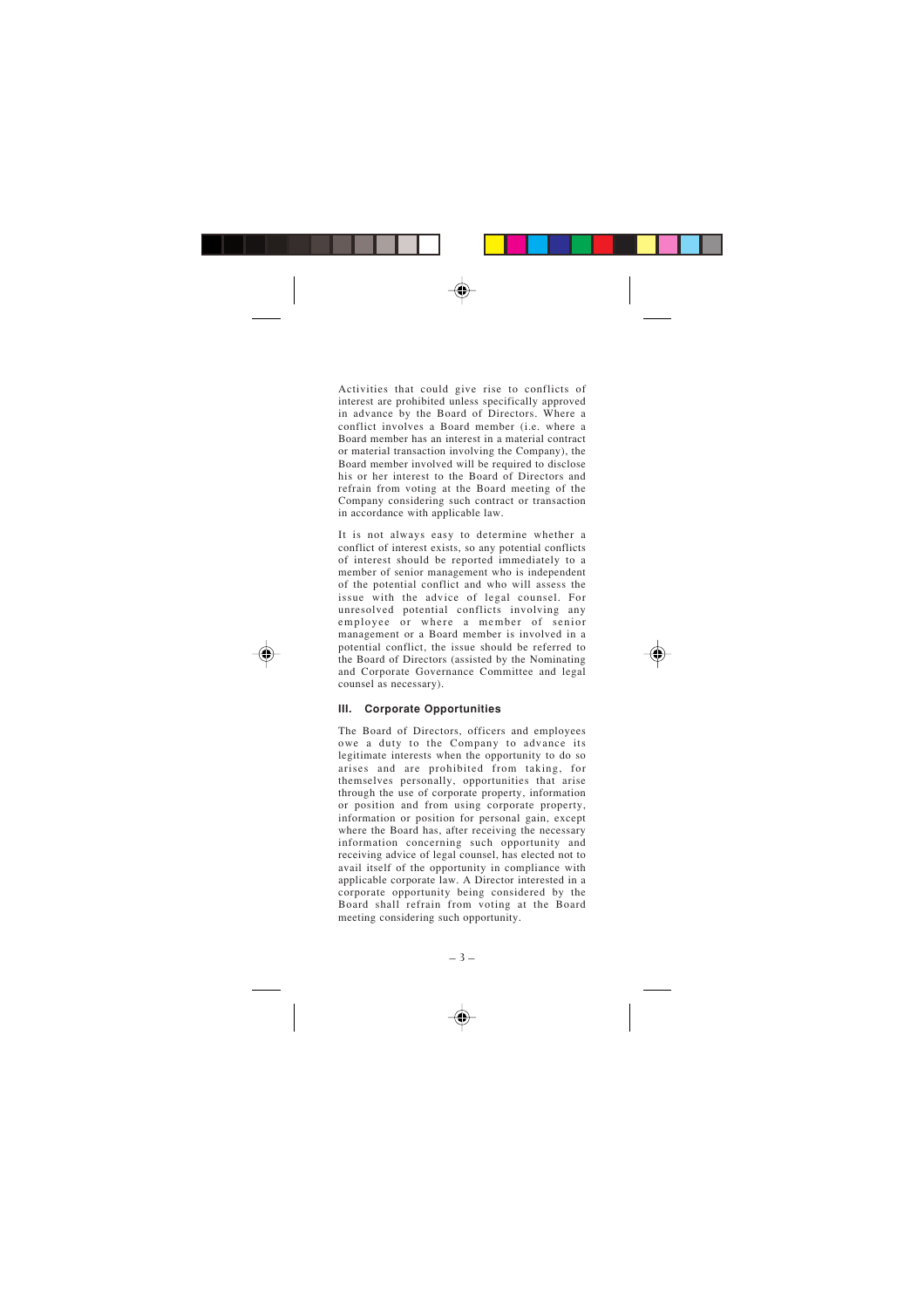Activities that could give rise to conflicts of interest are prohibited unless specifically approved in advance by the Board of Directors. Where a conflict involves a Board member (i.e. where a Board member has an interest in a material contract or material transaction involving the Company), the Board member involved will be required to disclose his or her interest to the Board of Directors and refrain from voting at the Board meeting of the Company considering such contract or transaction in accordance with applicable law.

It is not always easy to determine whether a conflict of interest exists, so any potential conflicts of interest should be reported immediately to a member of senior management who is independent of the potential conflict and who will assess the issue with the advice of legal counsel. For unresolved potential conflicts involving any employee or where a member of senior management or a Board member is involved in a potential conflict, the issue should be referred to the Board of Directors (assisted by the Nominating and Corporate Governance Committee and legal counsel as necessary).

### III. Corporate Opportunities

The Board of Directors, officers and employees owe a duty to the Company to advance its legitimate interests when the opportunity to do so arises and are prohibited from taking, for themselves personally, opportunities that arise through the use of corporate property, information or position and from using corporate property, information or position for personal gain, except where the Board has, after receiving the necessary information concerning such opportunity and receiving advice of legal counsel, has elected not to avail itself of the opportunity in compliance with applicable corporate law. A Director interested in a corporate opportunity being considered by the Board shall refrain from voting at the Board meeting considering such opportunity.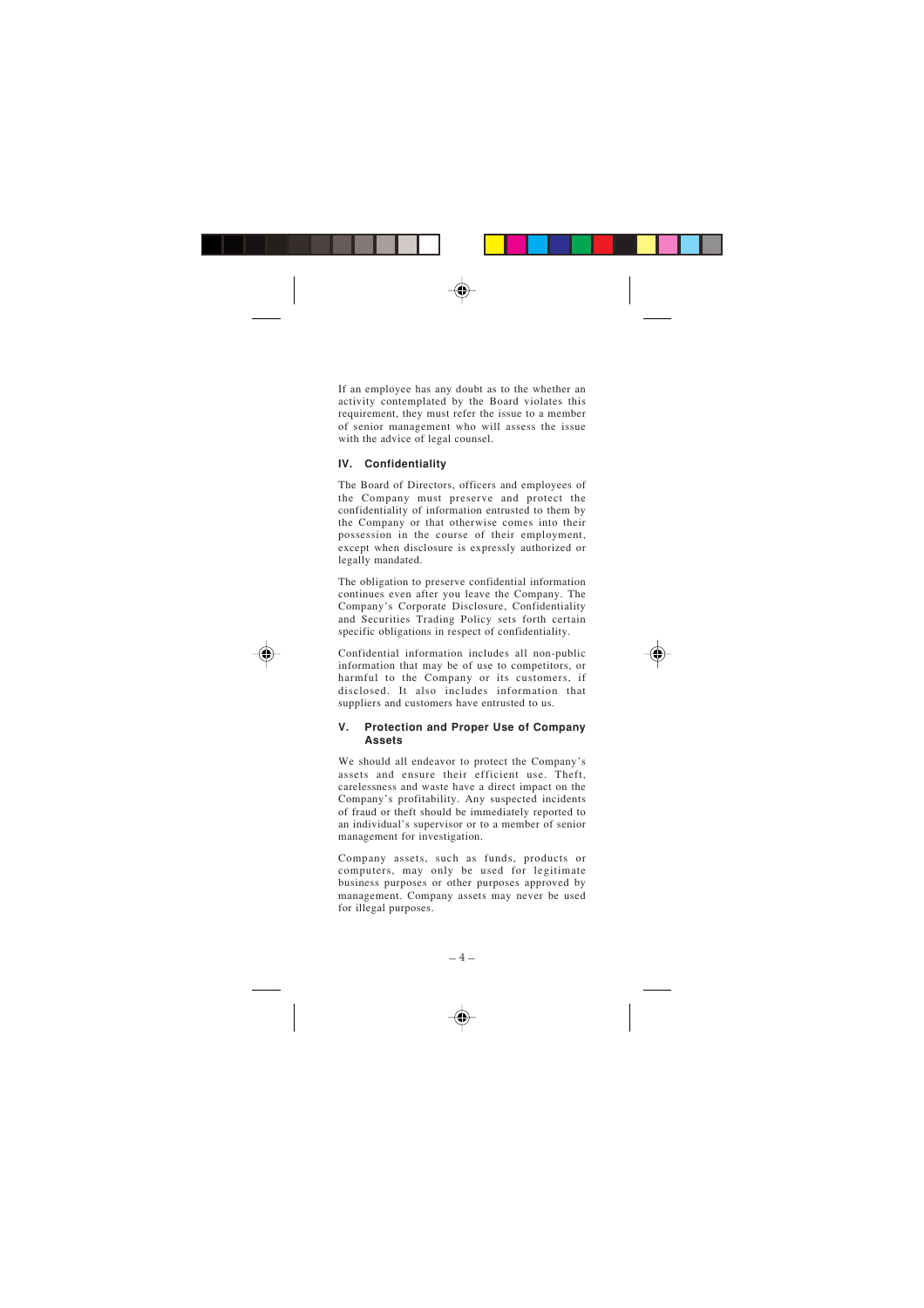If an employee has any doubt as to the whether an activity contemplated by the Board violates this requirement, they must refer the issue to a member of senior management who will assess the issue with the advice of legal counsel.

## IV. Confidentiality

The Board of Directors, officers and employees of the Company must preserve and protect the confidentiality of information entrusted to them by the Company or that otherwise comes into their possession in the course of their employment, except when disclosure is expressly authorized or legally mandated.

The obligation to preserve confidential information continues even after you leave the Company. The Company's Corporate Disclosure, Confidentiality and Securities Trading Policy sets forth certain specific obligations in respect of confidentiality.

Confidential information includes all non-public information that may be of use to competitors, or harmful to the Company or its customers, if disclosed. It also includes information that suppliers and customers have entrusted to us.

## V. Protection and Proper Use of Company Assets

We should all endeavor to protect the Company's assets and ensure their efficient use. Theft, carelessness and waste have a direct impact on the Company's profitability. Any suspected incidents of fraud or theft should be immediately reported to an individual's supervisor or to a member of senior management for investigation.

Company assets, such as funds, products or computers, may only be used for legitimate business purposes or other purposes approved by management. Company assets may never be used for illegal purposes.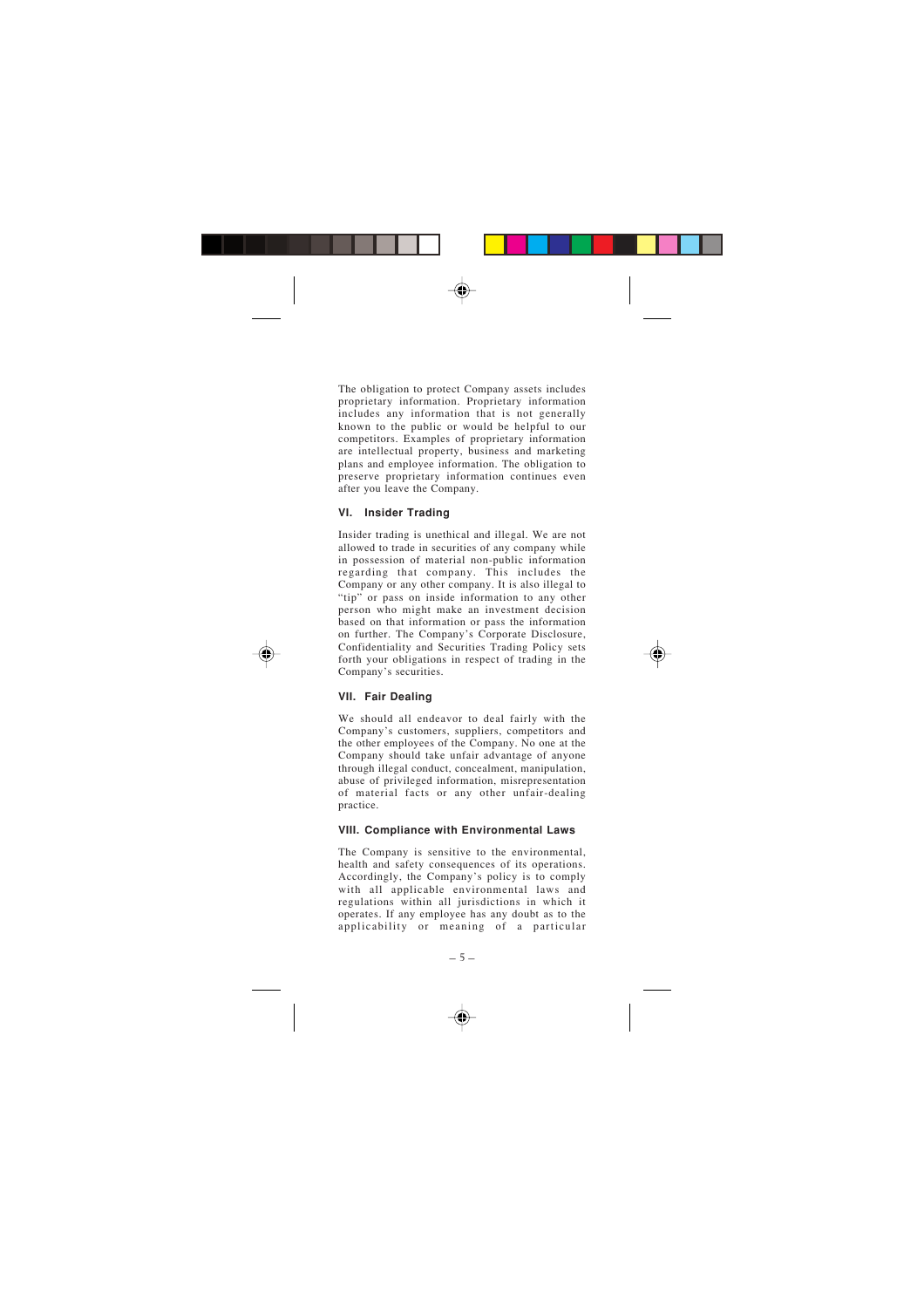The obligation to protect Company assets includes proprietary information. Proprietary information includes any information that is not generally known to the public or would be helpful to our competitors. Examples of proprietary information are intellectual property, business and marketing plans and employee information. The obligation to preserve proprietary information continues even after you leave the Company.

### VI. Insider Trading

Insider trading is unethical and illegal. We are not allowed to trade in securities of any company while in possession of material non-public information regarding that company. This includes the Company or any other company. It is also illegal to "tip" or pass on inside information to any other person who might make an investment decision based on that information or pass the information on further. The Company's Corporate Disclosure, Confidentiality and Securities Trading Policy sets forth your obligations in respect of trading in the Company's securities.

### VII. Fair Dealing

We should all endeavor to deal fairly with the Company's customers, suppliers, competitors and the other employees of the Company. No one at the Company should take unfair advantage of anyone through illegal conduct, concealment, manipulation, abuse of privileged information, misrepresentation of material facts or any other unfair-dealing practice.

### VIII. Compliance with Environmental Laws

The Company is sensitive to the environmental, health and safety consequences of its operations. Accordingly, the Company's policy is to comply with all applicable environmental laws and regulations within all jurisdictions in which it operates. If any employee has any doubt as to the applicability or meaning of a particular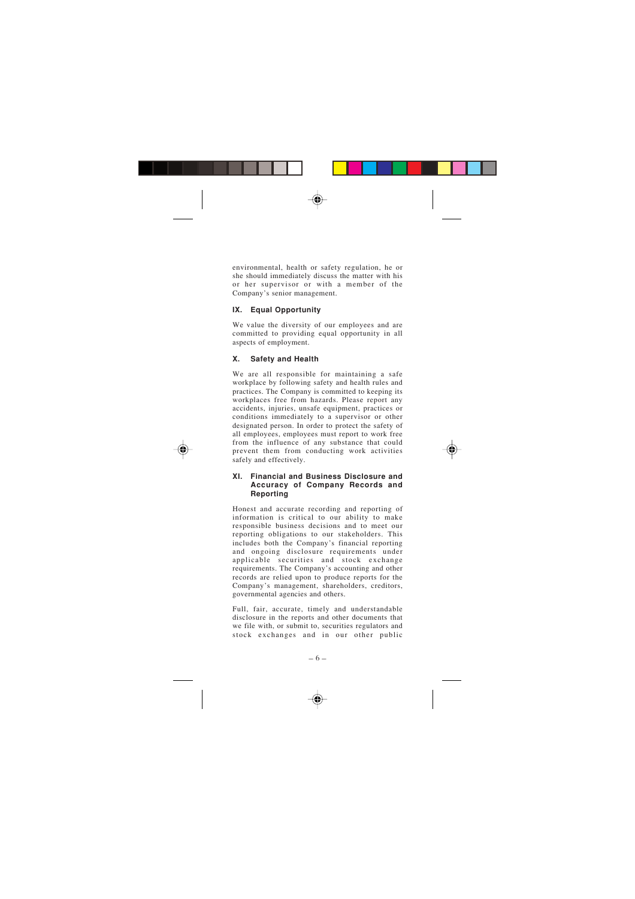environmental, health or safety regulation, he or she should immediately discuss the matter with his or her supervisor or with a member of the Company's senior management.

### IX. Equal Opportunity

We value the diversity of our employees and are committed to providing equal opportunity in all aspects of employment.

### X. Safety and Health

We are all responsible for maintaining a safe workplace by following safety and health rules and practices. The Company is committed to keeping its workplaces free from hazards. Please report any accidents, injuries, unsafe equipment, practices or conditions immediately to a supervisor or other designated person. In order to protect the safety of all employees, employees must report to work free from the influence of any substance that could prevent them from conducting work activities safely and effectively.

### XI. Financial and Business Disclosure and Accuracy of Company Records and Reporting

Honest and accurate recording and reporting of information is critical to our ability to make responsible business decisions and to meet our reporting obligations to our stakeholders. This includes both the Company's financial reporting and ongoing disclosure requirements under applicable securities and stock exchange requirements. The Company's accounting and other records are relied upon to produce reports for the Company's management, shareholders, creditors, governmental agencies and others.

Full, fair, accurate, timely and understandable disclosure in the reports and other documents that we file with, or submit to, securities regulators and stock exchanges and in our other public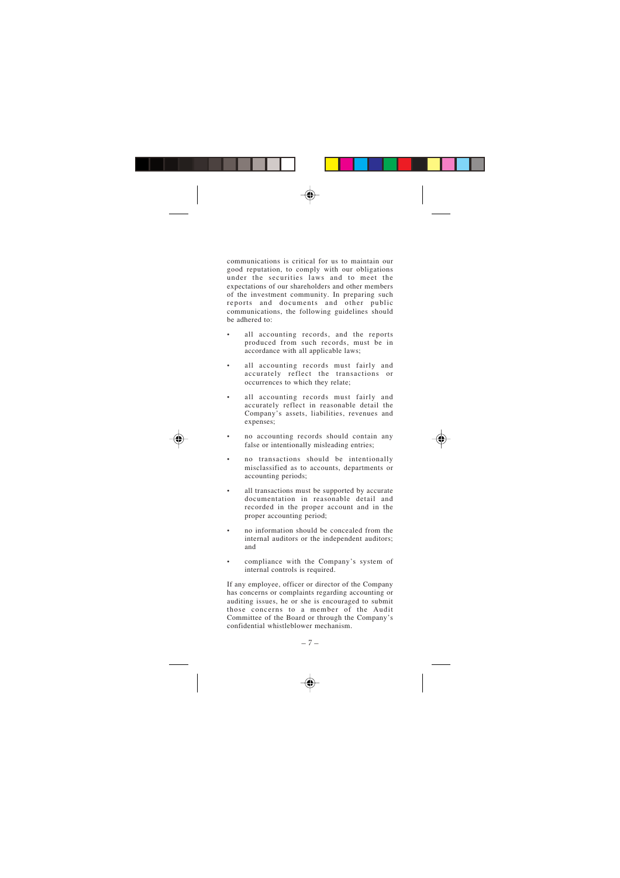communications is critical for us to maintain our good reputation, to comply with our obligations under the securities laws and to meet the expectations of our shareholders and other members of the investment community. In preparing such reports and documents and other public communications, the following guidelines should be adhered to:

- all accounting records, and the reports produced from such records, must be in accordance with all applicable laws;
- all accounting records must fairly and accurately reflect the transactions or occurrences to which they relate;
- all accounting records must fairly and accurately reflect in reasonable detail the Company's assets, liabilities, revenues and expenses;
- no accounting records should contain any false or intentionally misleading entries;
- no transactions should be intentionally misclassified as to accounts, departments or accounting periods;
- all transactions must be supported by accurate documentation in reasonable detail and recorded in the proper account and in the proper accounting period;
- no information should be concealed from the internal auditors or the independent auditors; and
- compliance with the Company's system of internal controls is required.

If any employee, officer or director of the Company has concerns or complaints regarding accounting or auditing issues, he or she is encouraged to submit those concerns to a member of the Audit Committee of the Board or through the Company's confidential whistleblower mechanism.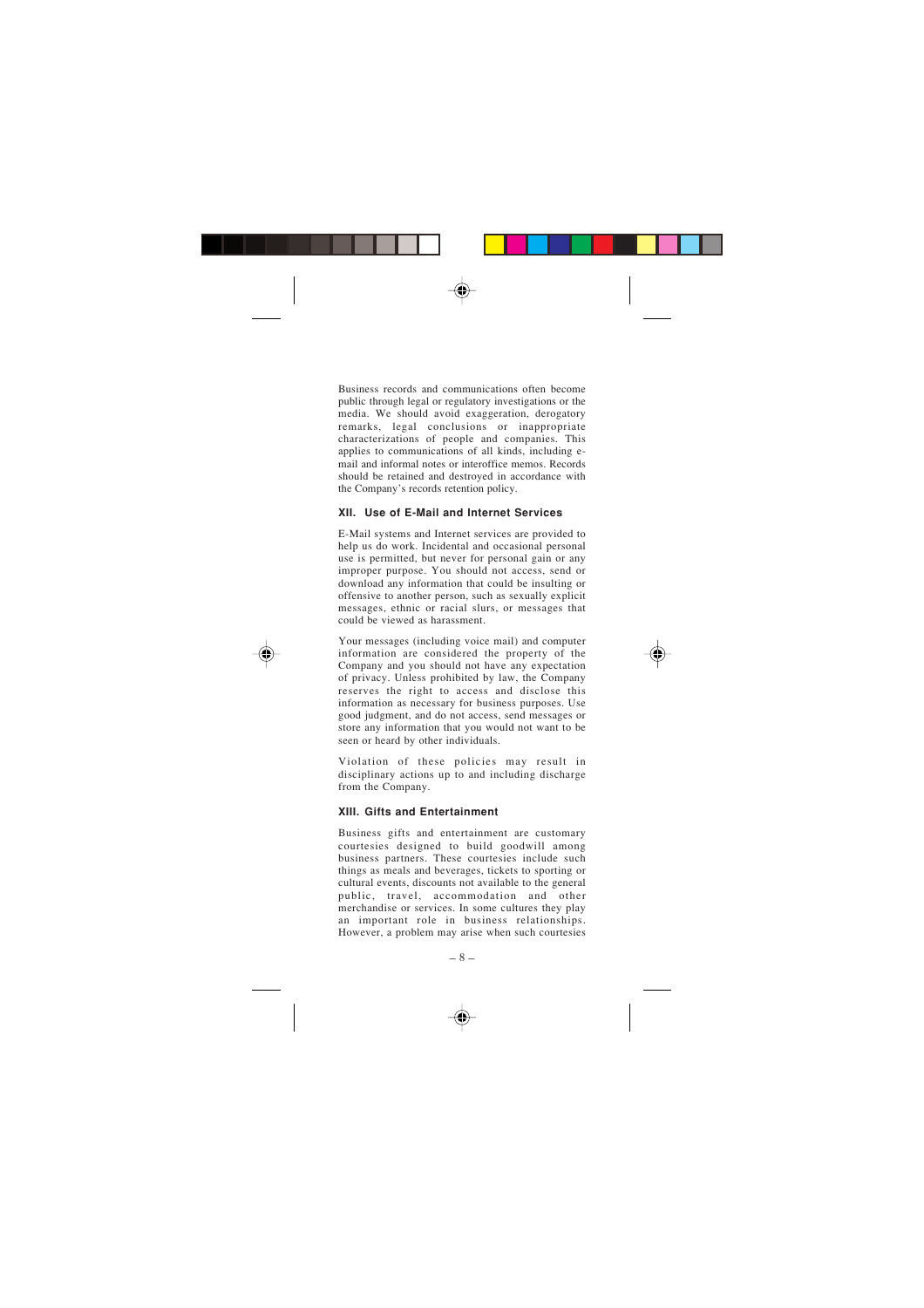Business records and communications often become public through legal or regulatory investigations or the media. We should avoid exaggeration, derogatory remarks, legal conclusions or inappropriate characterizations of people and companies. This applies to communications of all kinds, including e-mail and informal notes or interoffice memos. Records should be retained and destroyed in accordance with the Company's records retention policy.

### XII. Use of E-Mail and Internet Services

E-Mail systems and Internet services are provided to help us do work. Incidental and occasional personal use is permitted, but never for personal gain or any improper purpose. You should not access, send or download any information that could be insulting or offensive to another person, such as sexually explicit messages, ethnic or racial slurs, or messages that could be viewed as harassment.

Your messages (including voice mail) and computer information are considered the property of the Company and you should not have any expectation of privacy. Unless prohibited by law, the Company reserves the right to access and disclose this information as necessary for business purposes. Use good judgment, and do not access, send messages or store any information that you would not want to be seen or heard by other individuals.

Violation of these policies may result in disciplinary actions up to and including discharge from the Company.

### XIII. Gifts and Entertainment

Business gifts and entertainment are customary courtesies designed to build goodwill among business partners. These courtesies include such things as meals and beverages, tickets to sporting or cultural events, discounts not available to the general public, travel, accommodation and other merchandise or services. In some cultures they play an important role in business relationships. However, a problem may arise when such courtesies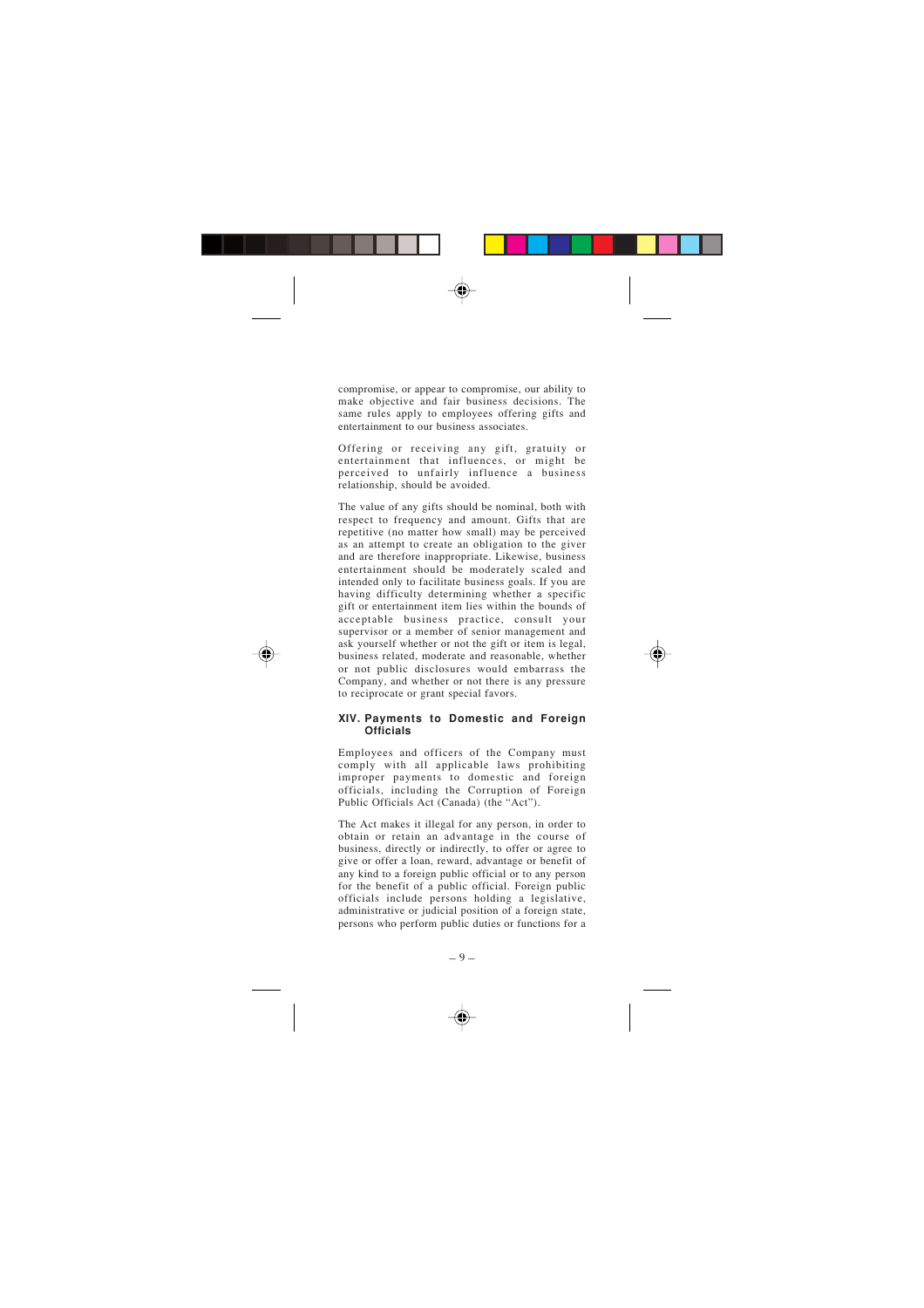compromise, or appear to compromise, our ability to make objective and fair business decisions. The same rules apply to employees offering gifts and entertainment to our business associates.

Offering or receiving any gift, gratuity or entertainment that influences, or might be perceived to unfairly influence a business relationship, should be avoided.

The value of any gifts should be nominal, both with respect to frequency and amount. Gifts that are repetitive (no matter how small) may be perceived as an attempt to create an obligation to the giver and are therefore inappropriate. Likewise, business entertainment should be moderately scaled and intended only to facilitate business goals. If you are having difficulty determining whether a specific gift or entertainment item lies within the bounds of acceptable business practice, consult your supervisor or a member of senior management and ask yourself whether or not the gift or item is legal, business related, moderate and reasonable, whether or not public disclosures would embarrass the Company, and whether or not there is any pressure to reciprocate or grant special favors.

## XIV. Payments to Domestic and Foreign Officials

Employees and officers of the Company must comply with all applicable laws prohibiting improper payments to domestic and foreign officials, including the Corruption of Foreign Public Officials Act (Canada) (the "Act").

The Act makes it illegal for any person, in order to obtain or retain an advantage in the course of business, directly or indirectly, to offer or agree to give or offer a loan, reward, advantage or benefit of any kind to a foreign public official or to any person for the benefit of a public official. Foreign public officials include persons holding a legislative, administrative or judicial position of a foreign state, persons who perform public duties or functions for a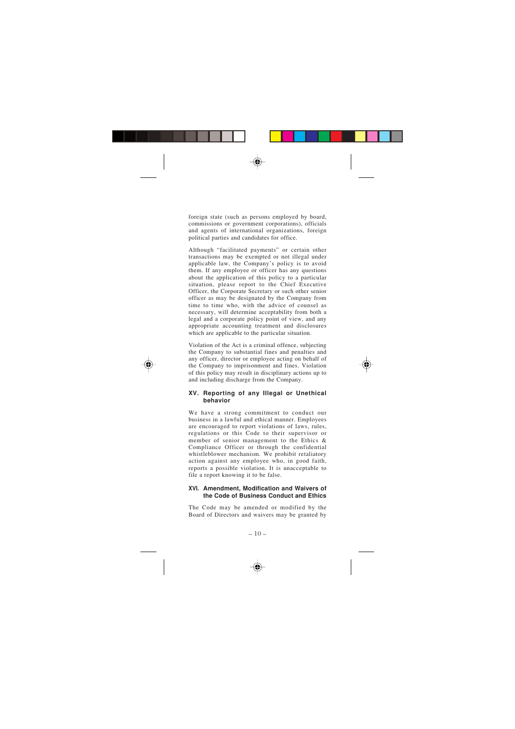foreign state (such as persons employed by board, commissions or government corporations), officials and agents of international organizations, foreign political parties and candidates for office.

Although "facilitated payments" or certain other transactions may be exempted or not illegal under applicable law, the Company's policy is to avoid them. If any employee or officer has any questions about the application of this policy to a particular situation, please report to the Chief Executive Officer, the Corporate Secretary or such other senior officer as may be designated by the Company from time to time who, with the advice of counsel as necessary, will determine acceptability from both a legal and a corporate policy point of view, and any appropriate accounting treatment and disclosures which are applicable to the particular situation.

Violation of the Act is a criminal offence, subjecting the Company to substantial fines and penalties and any officer, director or employee acting on behalf of the Company to imprisonment and fines. Violation of this policy may result in disciplinary actions up to and including discharge from the Company.

## XV. Reporting of any Illegal or Unethical behavior

We have a strong commitment to conduct our business in a lawful and ethical manner. Employees are encouraged to report violations of laws, rules, regulations or this Code to their supervisor or member of senior management to the Ethics & Compliance Officer or through the confidential whistleblower mechanism. We prohibit retaliatory action against any employee who, in good faith, reports a possible violation. It is unacceptable to file a report knowing it to be false.

## XVI. Amendment, Modification and Waivers of the Code of Business Conduct and Ethics

The Code may be amended or modified by the Board of Directors and waivers may be granted by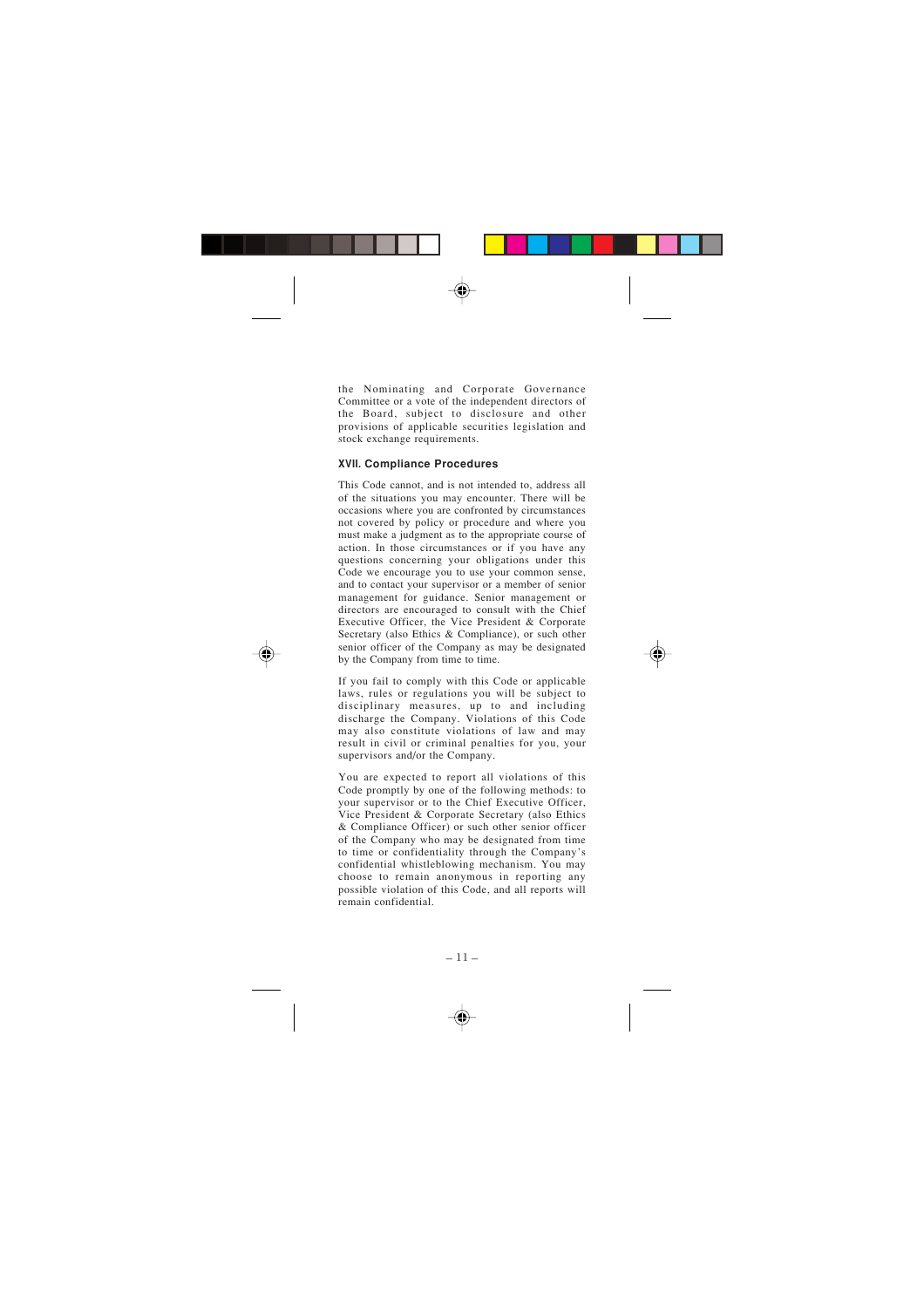the Nominating and Corporate Governance Committee or a vote of the independent directors of the Board, subject to disclosure and other provisions of applicable securities legislation and stock exchange requirements.

### XVII. Compliance Procedures

This Code cannot, and is not intended to, address all of the situations you may encounter. There will be occasions where you are confronted by circumstances not covered by policy or procedure and where you must make a judgment as to the appropriate course of action. In those circumstances or if you have any questions concerning your obligations under this Code we encourage you to use your common sense, and to contact your supervisor or a member of senior management for guidance. Senior management or directors are encouraged to consult with the Chief Executive Officer, the Vice President & Corporate Secretary (also Ethics & Compliance), or such other senior officer of the Company as may be designated by the Company from time to time.

If you fail to comply with this Code or applicable laws, rules or regulations you will be subject to disciplinary measures, up to and including discharge the Company. Violations of this Code may also constitute violations of law and may result in civil or criminal penalties for you, your supervisors and/or the Company.

You are expected to report all violations of this Code promptly by one of the following methods: to your supervisor or to the Chief Executive Officer, Vice President & Corporate Secretary (also Ethics & Compliance Officer) or such other senior officer of the Company who may be designated from time to time or confidentiality through the Company's confidential whistleblowing mechanism. You may choose to remain anonymous in reporting any possible violation of this Code, and all reports will remain confidential.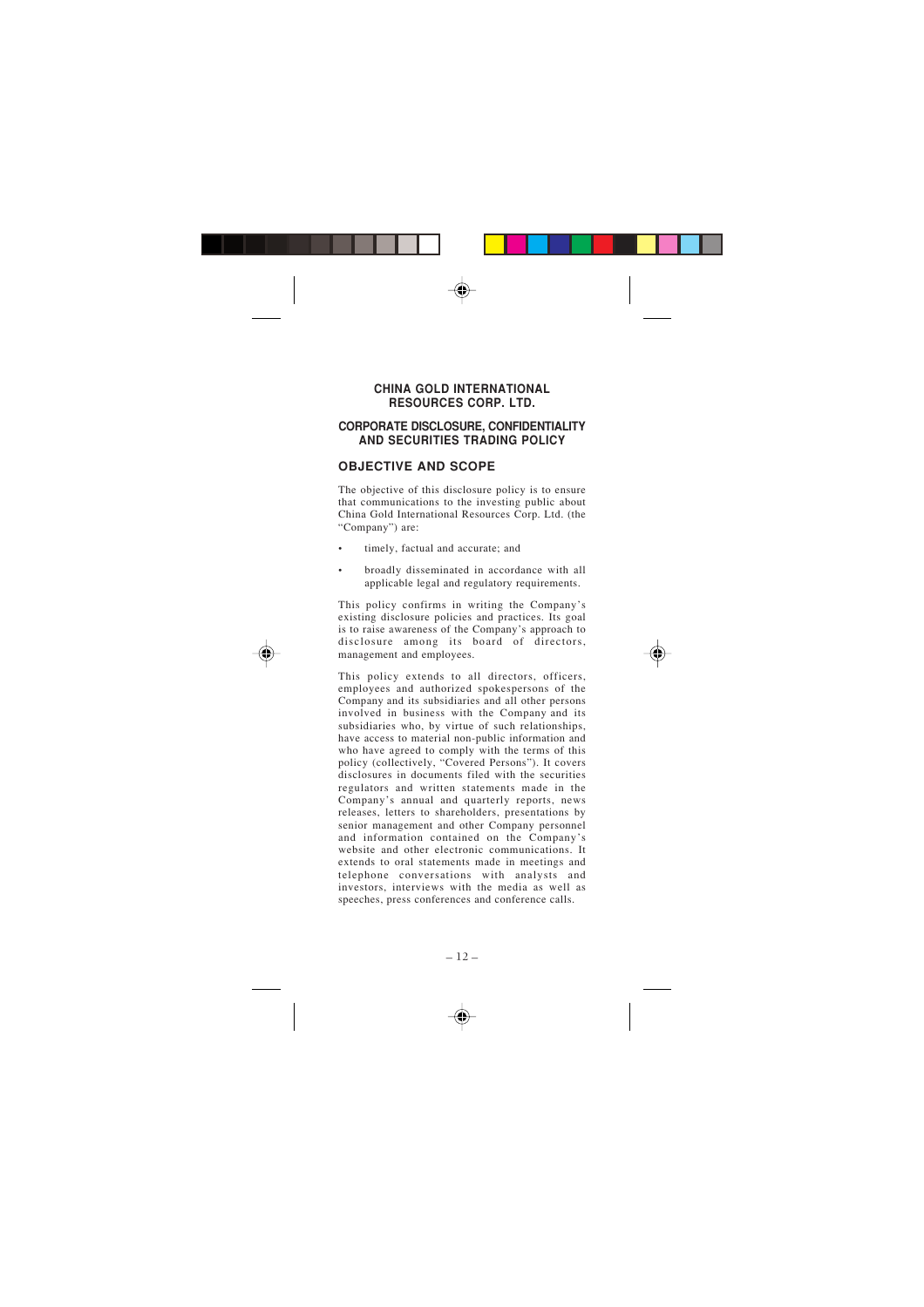# CHINA GOLD INTERNATIONAL RESOURCES CORP. LTD.

## CORPORATE DISCLOSURE, CONFIDENTIALITY AND SECURITIES TRADING POLICY

### OBJECTIVE AND SCOPE

The objective of this disclosure policy is to ensure that communications to the investing public about China Gold International Resources Corp. Ltd. (the "Company") are:

- timely, factual and accurate; and
- broadly disseminated in accordance with all applicable legal and regulatory requirements.

This policy confirms in writing the Company's existing disclosure policies and practices. Its goal is to raise awareness of the Company's approach to disclosure among its board of directors, management and employees.

This policy extends to all directors, officers, employees and authorized spokespersons of the Company and its subsidiaries and all other persons involved in business with the Company and its subsidiaries who, by virtue of such relationships, have access to material non-public information and who have agreed to comply with the terms of this policy (collectively, "Covered Persons"). It covers disclosures in documents filed with the securities regulators and written statements made in the Company's annual and quarterly reports, news releases, letters to shareholders, presentations by senior management and other Company personnel and information contained on the Company's website and other electronic communications. It extends to oral statements made in meetings and telephone conversations with analysts and investors, interviews with the media as well as speeches, press conferences and conference calls.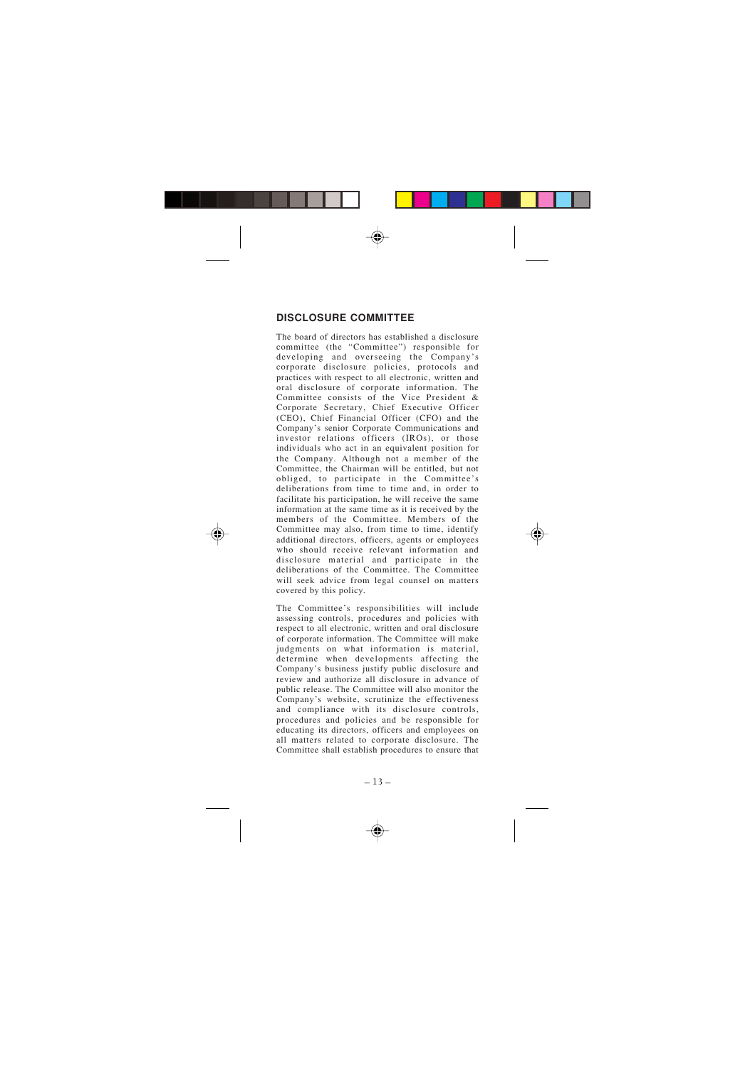## DISCLOSURE COMMITTEE

The board of directors has established a disclosure committee (the "Committee") responsible for developing and overseeing the Company's corporate disclosure policies, protocols and practices with respect to all electronic, written and oral disclosure of corporate information. The Committee consists of the Vice President & Corporate Secretary, Chief Executive Officer (CEO), Chief Financial Officer (CFO) and the Company's senior Corporate Communications and investor relations officers (IROs), or those individuals who act in an equivalent position for the Company. Although not a member of the Committee, the Chairman will be entitled, but not obliged, to participate in the Committee's deliberations from time to time and, in order to facilitate his participation, he will receive the same information at the same time as it is received by the members of the Committee. Members of the Committee may also, from time to time, identify additional directors, officers, agents or employees who should receive relevant information and disclosure material and participate in the deliberations of the Committee. The Committee will seek advice from legal counsel on matters covered by this policy.

The Committee's responsibilities will include assessing controls, procedures and policies with respect to all electronic, written and oral disclosure of corporate information. The Committee will make judgments on what information is material, determine when developments affecting the Company's business justify public disclosure and review and authorize all disclosure in advance of public release. The Committee will also monitor the Company's website, scrutinize the effectiveness and compliance with its disclosure controls, procedures and policies and be responsible for educating its directors, officers and employees on all matters related to corporate disclosure. The Committee shall establish procedures to ensure that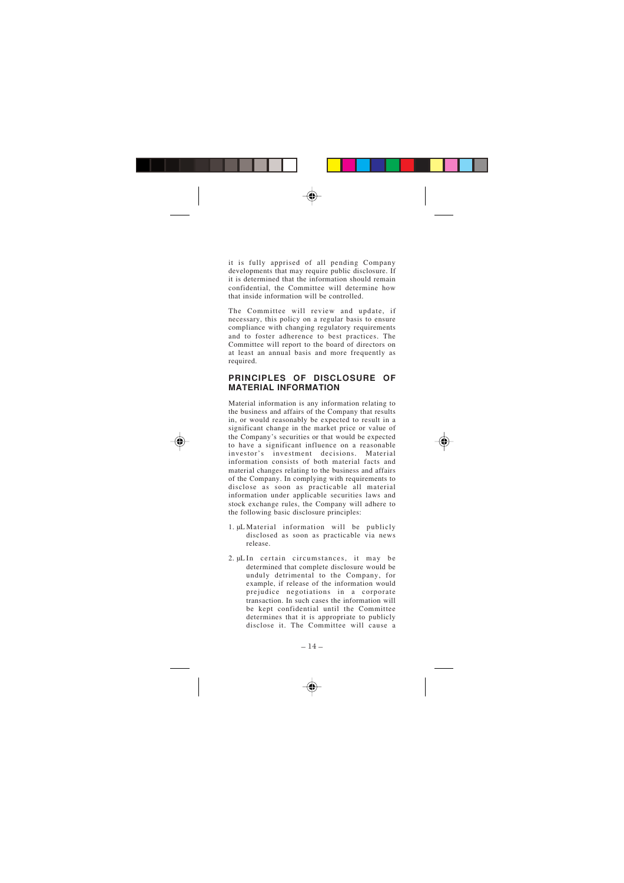it is fully apprised of all pending Company developments that may require public disclosure. If it is determined that the information should remain confidential, the Committee will determine how that inside information will be controlled.

The Committee will review and update, if necessary, this policy on a regular basis to ensure compliance with changing regulatory requirements and to foster adherence to best practices. The Committee will report to the board of directors on at least an annual basis and more frequently as required.

## PRINCIPLES OF DISCLOSURE OF MATERIAL INFORMATION

Material information is any information relating to the business and affairs of the Company that results in, or would reasonably be expected to result in a significant change in the market price or value of the Company's securities or that would be expected to have a significant influence on a reasonable investor's investment decisions. Material information consists of both material facts and material changes relating to the business and affairs of the Company. In complying with requirements to disclose as soon as practicable all material information under applicable securities laws and stock exchange rules, the Company will adhere to the following basic disclosure principles:

1. Material information will be publicly disclosed as soon as practicable via news release.

2. In certain circumstances, it may be determined that complete disclosure would be unduly detrimental to the Company, for example, if release of the information would prejudice negotiations in a corporate transaction. In such cases the information will be kept confidential until the Committee determines that it is appropriate to publicly disclose it. The Committee will cause a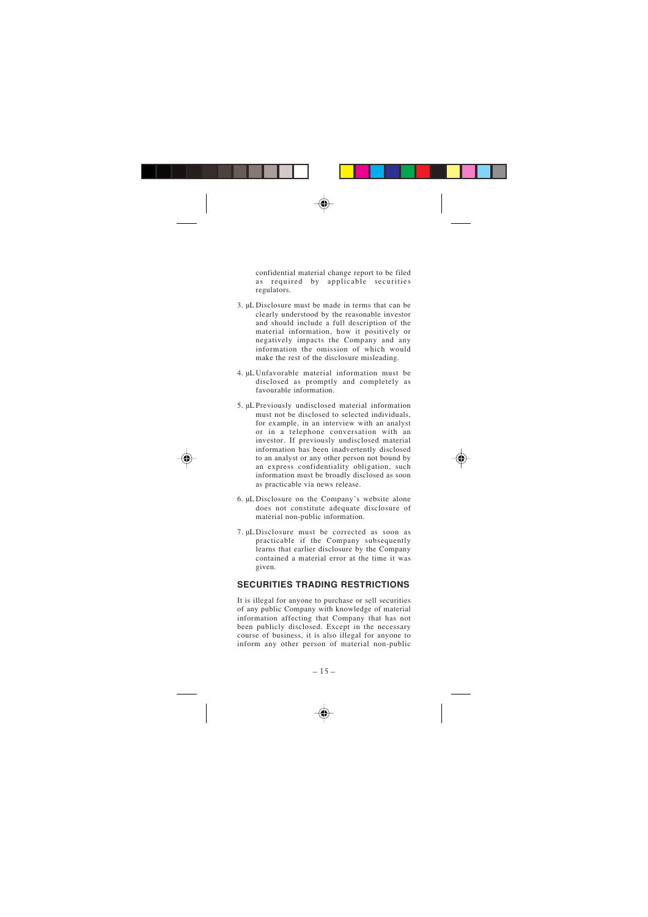confidential material change report to be filed as required by applicable securities regulators.

3. µL Disclosure must be made in terms that can be clearly understood by the reasonable investor and should include a full description of the material information, how it positively or negatively impacts the Company and any information the omission of which would make the rest of the disclosure misleading.

4. µL Unfavorable material information must be disclosed as promptly and completely as favourable information.

5. µL Previously undisclosed material information must not be disclosed to selected individuals, for example, in an interview with an analyst or in a telephone conversation with an investor. If previously undisclosed material information has been inadvertently disclosed to an analyst or any other person not bound by an express confidentiality obligation, such information must be broadly disclosed as soon as practicable via news release.

6. µL Disclosure on the Company's website alone does not constitute adequate disclosure of material non-public information.

7. µL Disclosure must be corrected as soon as practicable if the Company subsequently learns that earlier disclosure by the Company contained a material error at the time it was given.

## SECURITIES TRADING RESTRICTIONS

It is illegal for anyone to purchase or sell securities of any public Company with knowledge of material information affecting that Company that has not been publicly disclosed. Except in the necessary course of business, it is also illegal for anyone to inform any other person of material non-public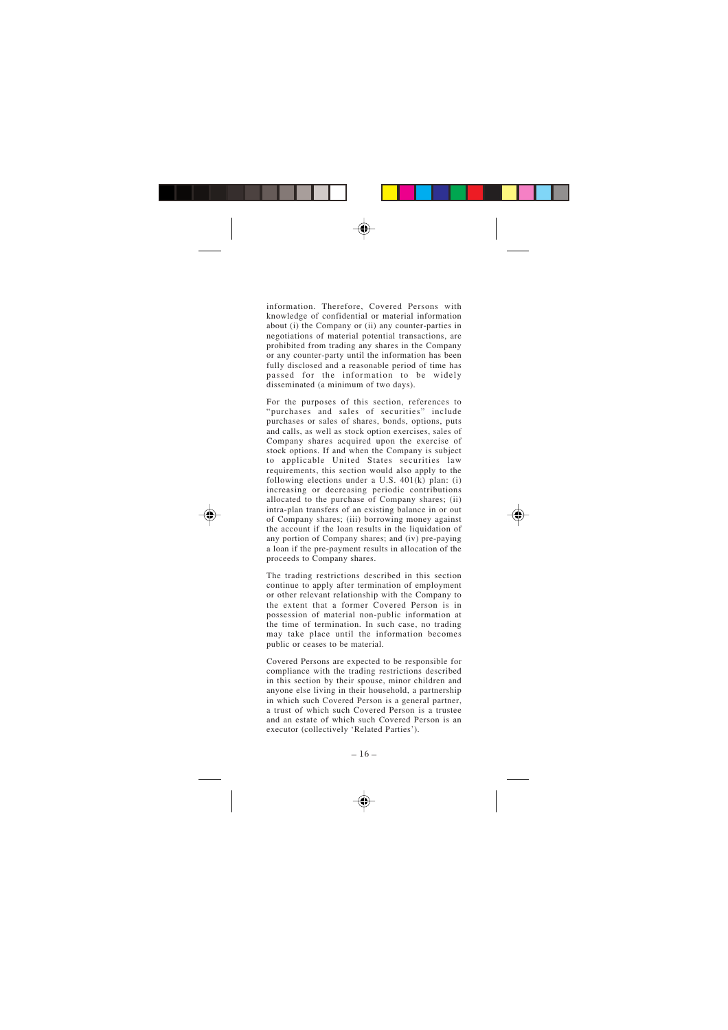information. Therefore, Covered Persons with knowledge of confidential or material information about (i) the Company or (ii) any counter-parties in negotiations of material potential transactions, are prohibited from trading any shares in the Company or any counter-party until the information has been fully disclosed and a reasonable period of time has passed for the information to be widely disseminated (a minimum of two days).

For the purposes of this section, references to "purchases and sales of securities" include purchases or sales of shares, bonds, options, puts and calls, as well as stock option exercises, sales of Company shares acquired upon the exercise of stock options. If and when the Company is subject to applicable United States securities law requirements, this section would also apply to the following elections under a U.S. 401(k) plan: (i) increasing or decreasing periodic contributions allocated to the purchase of Company shares; (ii) intra-plan transfers of an existing balance in or out of Company shares; (iii) borrowing money against the account if the loan results in the liquidation of any portion of Company shares; and (iv) pre-paying a loan if the pre-payment results in allocation of the proceeds to Company shares.

The trading restrictions described in this section continue to apply after termination of employment or other relevant relationship with the Company to the extent that a former Covered Person is in possession of material non-public information at the time of termination. In such case, no trading may take place until the information becomes public or ceases to be material.

Covered Persons are expected to be responsible for compliance with the trading restrictions described in this section by their spouse, minor children and anyone else living in their household, a partnership in which such Covered Person is a general partner, a trust of which such Covered Person is a trustee and an estate of which such Covered Person is an executor (collectively 'Related Parties').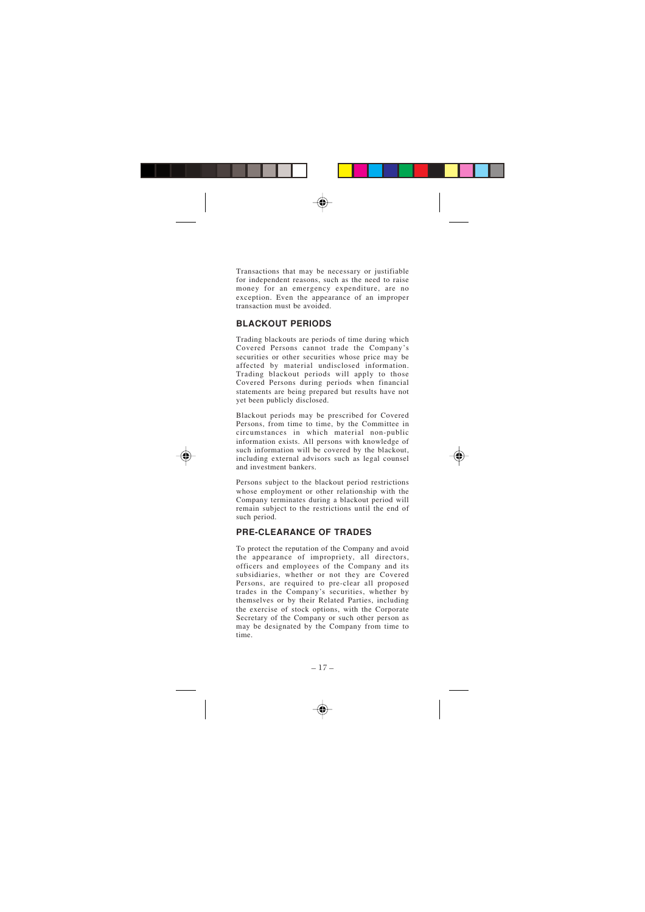Transactions that may be necessary or justifiable for independent reasons, such as the need to raise money for an emergency expenditure, are no exception. Even the appearance of an improper transaction must be avoided.

## BLACKOUT PERIODS

Trading blackouts are periods of time during which Covered Persons cannot trade the Company's securities or other securities whose price may be affected by material undisclosed information. Trading blackout periods will apply to those Covered Persons during periods when financial statements are being prepared but results have not yet been publicly disclosed.

Blackout periods may be prescribed for Covered Persons, from time to time, by the Committee in circumstances in which material non-public information exists. All persons with knowledge of such information will be covered by the blackout, including external advisors such as legal counsel and investment bankers.

Persons subject to the blackout period restrictions whose employment or other relationship with the Company terminates during a blackout period will remain subject to the restrictions until the end of such period.

## PRE-CLEARANCE OF TRADES

To protect the reputation of the Company and avoid the appearance of impropriety, all directors, officers and employees of the Company and its subsidiaries, whether or not they are Covered Persons, are required to pre-clear all proposed trades in the Company's securities, whether by themselves or by their Related Parties, including the exercise of stock options, with the Corporate Secretary of the Company or such other person as may be designated by the Company from time to time.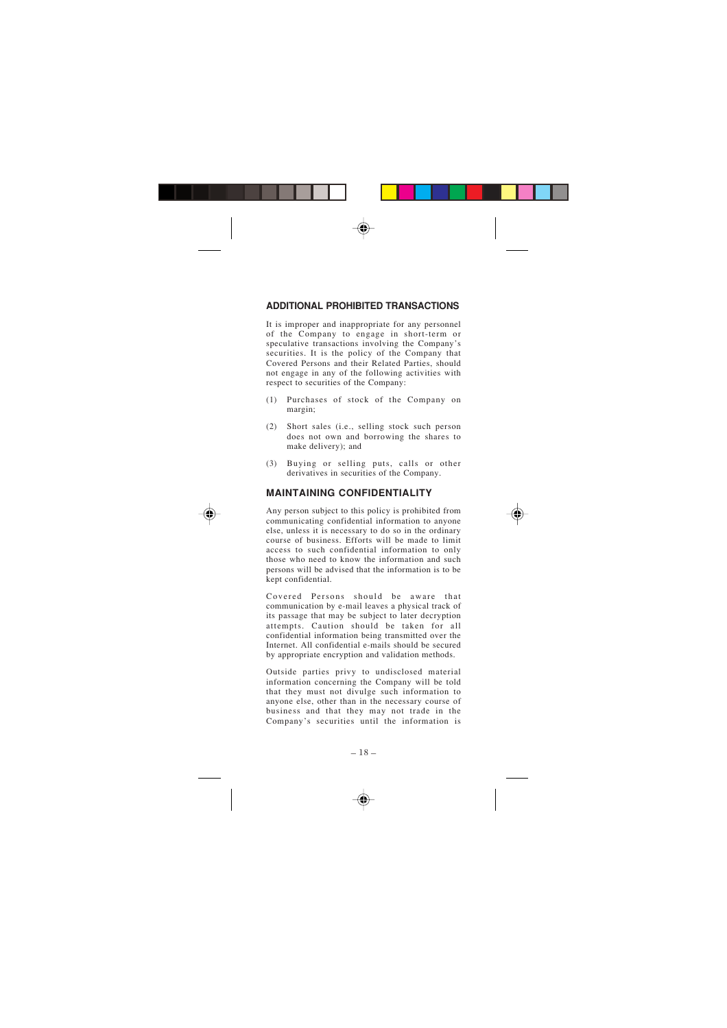## ADDITIONAL PROHIBITED TRANSACTIONS

It is improper and inappropriate for any personnel of the Company to engage in short-term or speculative transactions involving the Company's securities. It is the policy of the Company that Covered Persons and their Related Parties, should not engage in any of the following activities with respect to securities of the Company:

(1) Purchases of stock of the Company on margin;

(2) Short sales (i.e., selling stock such person does not own and borrowing the shares to make delivery); and

(3) Buying or selling puts, calls or other derivatives in securities of the Company.

## MAINTAINING CONFIDENTIALITY

Any person subject to this policy is prohibited from communicating confidential information to anyone else, unless it is necessary to do so in the ordinary course of business. Efforts will be made to limit access to such confidential information to only those who need to know the information and such persons will be advised that the information is to be kept confidential.

Covered Persons should be aware that communication by e-mail leaves a physical track of its passage that may be subject to later decryption attempts. Caution should be taken for all confidential information being transmitted over the Internet. All confidential e-mails should be secured by appropriate encryption and validation methods.

Outside parties privy to undisclosed material information concerning the Company will be told that they must not divulge such information to anyone else, other than in the necessary course of business and that they may not trade in the Company's securities until the information is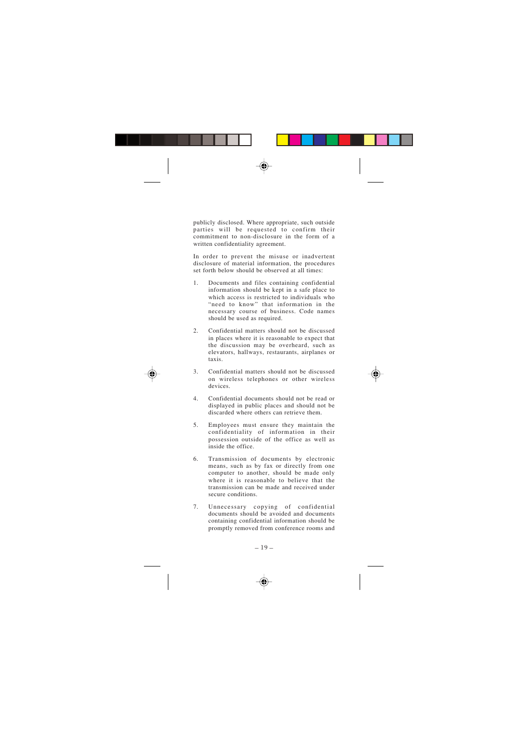publicly disclosed. Where appropriate, such outside parties will be requested to confirm their commitment to non-disclosure in the form of a written confidentiality agreement.

In order to prevent the misuse or inadvertent disclosure of material information, the procedures set forth below should be observed at all times:

1. Documents and files containing confidential information should be kept in a safe place to which access is restricted to individuals who "need to know" that information in the necessary course of business. Code names should be used as required.

2. Confidential matters should not be discussed in places where it is reasonable to expect that the discussion may be overheard, such as elevators, hallways, restaurants, airplanes or taxis.

3. Confidential matters should not be discussed on wireless telephones or other wireless devices.

4. Confidential documents should not be read or displayed in public places and should not be discarded where others can retrieve them.

5. Employees must ensure they maintain the confidentiality of information in their possession outside of the office as well as inside the office.

6. Transmission of documents by electronic means, such as by fax or directly from one computer to another, should be made only where it is reasonable to believe that the transmission can be made and received under secure conditions.

7. Unnecessary copying of confidential documents should be avoided and documents containing confidential information should be promptly removed from conference rooms and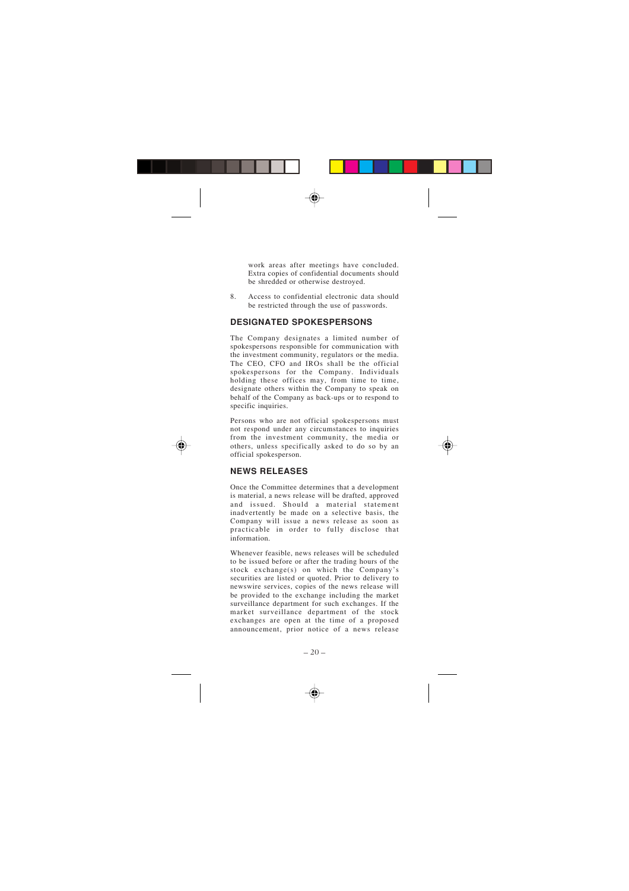work areas after meetings have concluded. Extra copies of confidential documents should be shredded or otherwise destroyed.

8. Access to confidential electronic data should be restricted through the use of passwords.

## DESIGNATED SPOKESPERSONS

The Company designates a limited number of spokespersons responsible for communication with the investment community, regulators or the media. The CEO, CFO and IROs shall be the official spokespersons for the Company. Individuals holding these offices may, from time to time, designate others within the Company to speak on behalf of the Company as back-ups or to respond to specific inquiries.

Persons who are not official spokespersons must not respond under any circumstances to inquiries from the investment community, the media or others, unless specifically asked to do so by an official spokesperson.

## NEWS RELEASES

Once the Committee determines that a development is material, a news release will be drafted, approved and issued. Should a material statement inadvertently be made on a selective basis, the Company will issue a news release as soon as practicable in order to fully disclose that information.

Whenever feasible, news releases will be scheduled to be issued before or after the trading hours of the stock exchange(s) on which the Company's securities are listed or quoted. Prior to delivery to newswire services, copies of the news release will be provided to the exchange including the market surveillance department for such exchanges. If the market surveillance department of the stock exchanges are open at the time of a proposed announcement, prior notice of a news release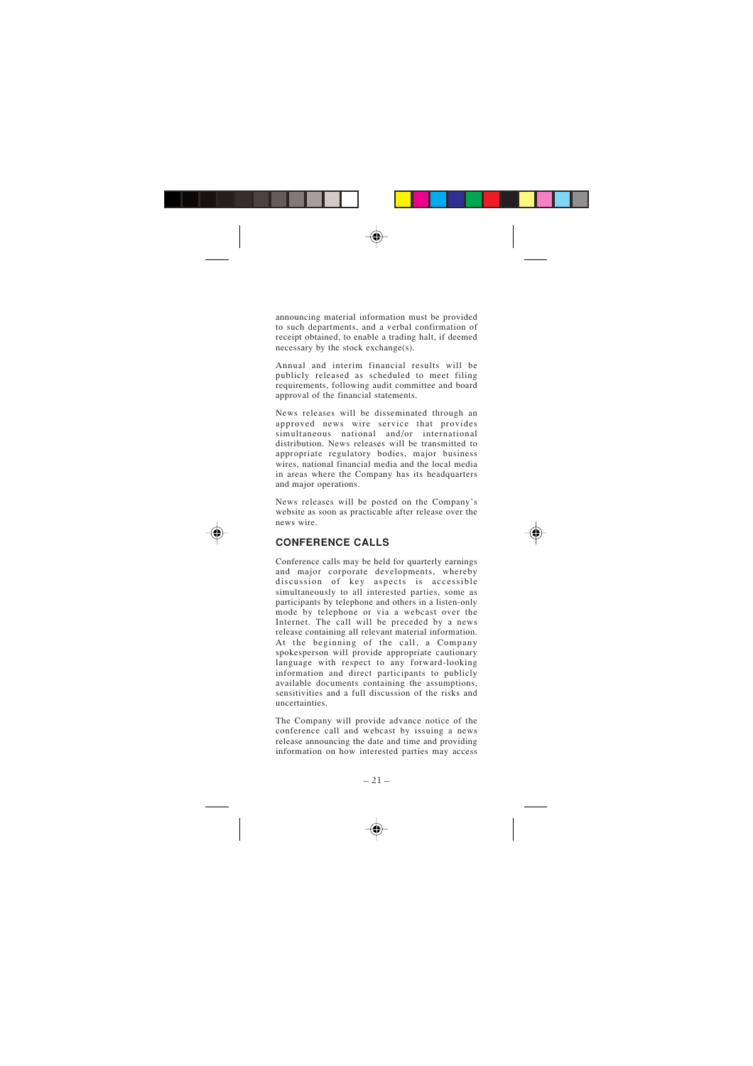announcing material information must be provided to such departments, and a verbal confirmation of receipt obtained, to enable a trading halt, if deemed necessary by the stock exchange(s).

Annual and interim financial results will be publicly released as scheduled to meet filing requirements, following audit committee and board approval of the financial statements.

News releases will be disseminated through an approved news wire service that provides simultaneous national and/or international distribution. News releases will be transmitted to appropriate regulatory bodies, major business wires, national financial media and the local media in areas where the Company has its headquarters and major operations.

News releases will be posted on the Company's website as soon as practicable after release over the news wire.

## CONFERENCE CALLS

Conference calls may be held for quarterly earnings and major corporate developments, whereby discussion of key aspects is accessible simultaneously to all interested parties, some as participants by telephone and others in a listen-only mode by telephone or via a webcast over the Internet. The call will be preceded by a news release containing all relevant material information. At the beginning of the call, a Company spokesperson will provide appropriate cautionary language with respect to any forward-looking information and direct participants to publicly available documents containing the assumptions, sensitivities and a full discussion of the risks and uncertainties.

The Company will provide advance notice of the conference call and webcast by issuing a news release announcing the date and time and providing information on how interested parties may access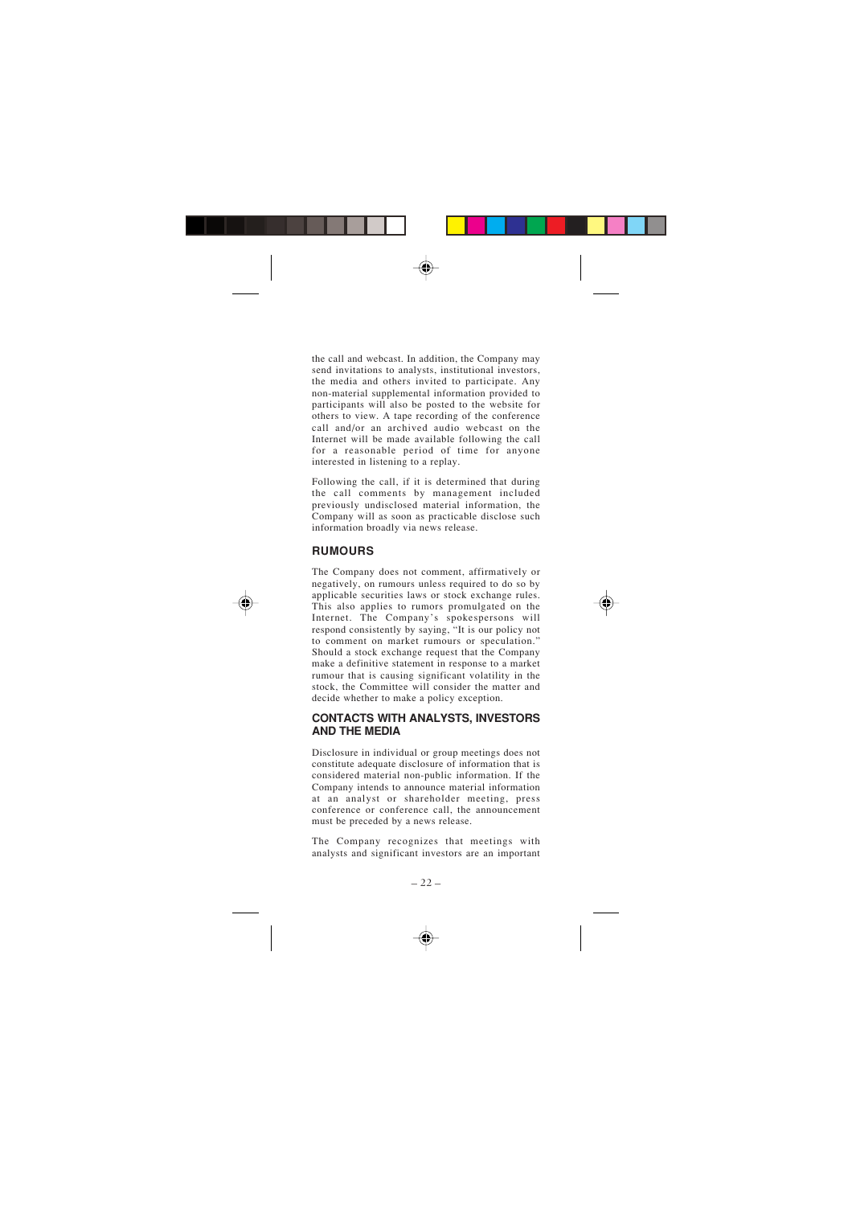the call and webcast. In addition, the Company may send invitations to analysts, institutional investors, the media and others invited to participate. Any non-material supplemental information provided to participants will also be posted to the website for others to view. A tape recording of the conference call and/or an archived audio webcast on the Internet will be made available following the call for a reasonable period of time for anyone interested in listening to a replay.

Following the call, if it is determined that during the call comments by management included previously undisclosed material information, the Company will as soon as practicable disclose such information broadly via news release.

## RUMOURS

The Company does not comment, affirmatively or negatively, on rumours unless required to do so by applicable securities laws or stock exchange rules. This also applies to rumors promulgated on the Internet. The Company's spokespersons will respond consistently by saying, "It is our policy not to comment on market rumours or speculation." Should a stock exchange request that the Company make a definitive statement in response to a market rumour that is causing significant volatility in the stock, the Committee will consider the matter and decide whether to make a policy exception.

## CONTACTS WITH ANALYSTS, INVESTORS AND THE MEDIA

Disclosure in individual or group meetings does not constitute adequate disclosure of information that is considered material non-public information. If the Company intends to announce material information at an analyst or shareholder meeting, press conference or conference call, the announcement must be preceded by a news release.

The Company recognizes that meetings with analysts and significant investors are an important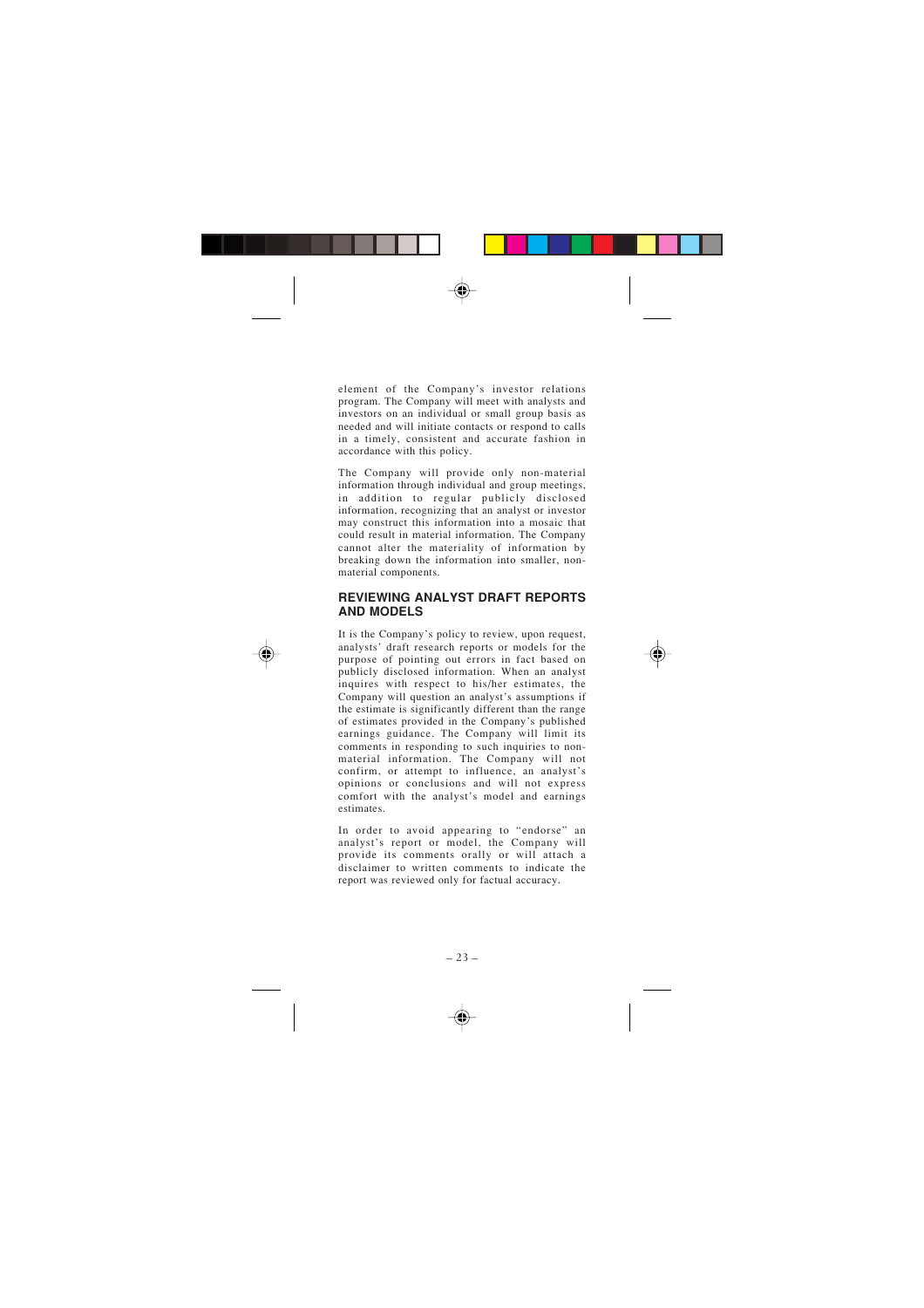element of the Company's investor relations program. The Company will meet with analysts and investors on an individual or small group basis as needed and will initiate contacts or respond to calls in a timely, consistent and accurate fashion in accordance with this policy.

The Company will provide only non-material information through individual and group meetings, in addition to regular publicly disclosed information, recognizing that an analyst or investor may construct this information into a mosaic that could result in material information. The Company cannot alter the materiality of information by breaking down the information into smaller, non-material components.

## REVIEWING ANALYST DRAFT REPORTS AND MODELS

It is the Company's policy to review, upon request, analysts' draft research reports or models for the purpose of pointing out errors in fact based on publicly disclosed information. When an analyst inquires with respect to his/her estimates, the Company will question an analyst's assumptions if the estimate is significantly different than the range of estimates provided in the Company's published earnings guidance. The Company will limit its comments in responding to such inquiries to non-material information. The Company will not confirm, or attempt to influence, an analyst's opinions or conclusions and will not express comfort with the analyst's model and earnings estimates.

In order to avoid appearing to "endorse" an analyst's report or model, the Company will provide its comments orally or will attach a disclaimer to written comments to indicate the report was reviewed only for factual accuracy.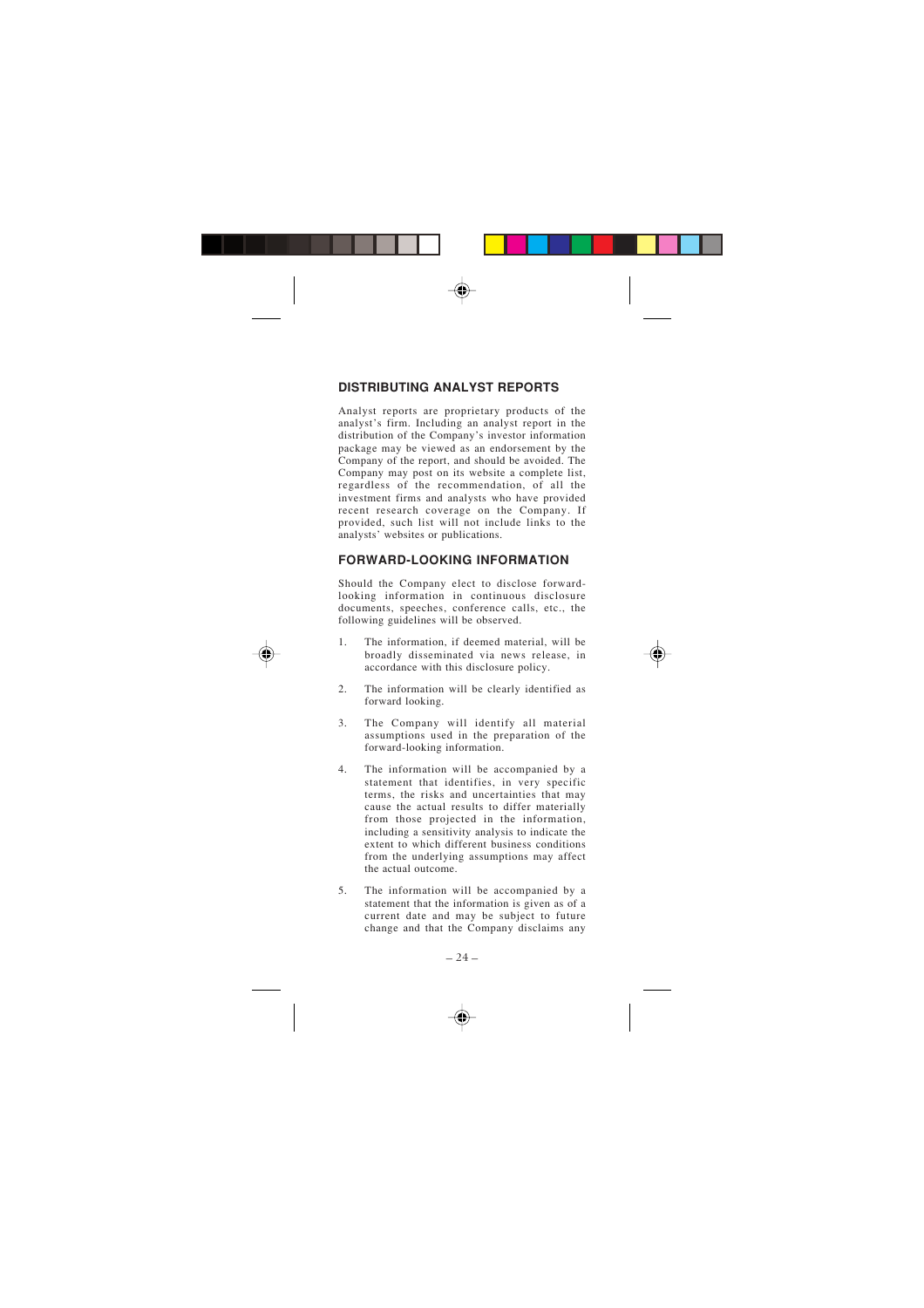## DISTRIBUTING ANALYST REPORTS

Analyst reports are proprietary products of the analyst's firm. Including an analyst report in the distribution of the Company's investor information package may be viewed as an endorsement by the Company of the report, and should be avoided. The Company may post on its website a complete list, regardless of the recommendation, of all the investment firms and analysts who have provided recent research coverage on the Company. If provided, such list will not include links to the analysts' websites or publications.

## FORWARD-LOOKING INFORMATION

Should the Company elect to disclose forward-looking information in continuous disclosure documents, speeches, conference calls, etc., the following guidelines will be observed.

1. The information, if deemed material, will be broadly disseminated via news release, in accordance with this disclosure policy.

2. The information will be clearly identified as forward looking.

3. The Company will identify all material assumptions used in the preparation of the forward-looking information.

4. The information will be accompanied by a statement that identifies, in very specific terms, the risks and uncertainties that may cause the actual results to differ materially from those projected in the information, including a sensitivity analysis to indicate the extent to which different business conditions from the underlying assumptions may affect the actual outcome.

5. The information will be accompanied by a statement that the information is given as of a current date and may be subject to future change and that the Company disclaims any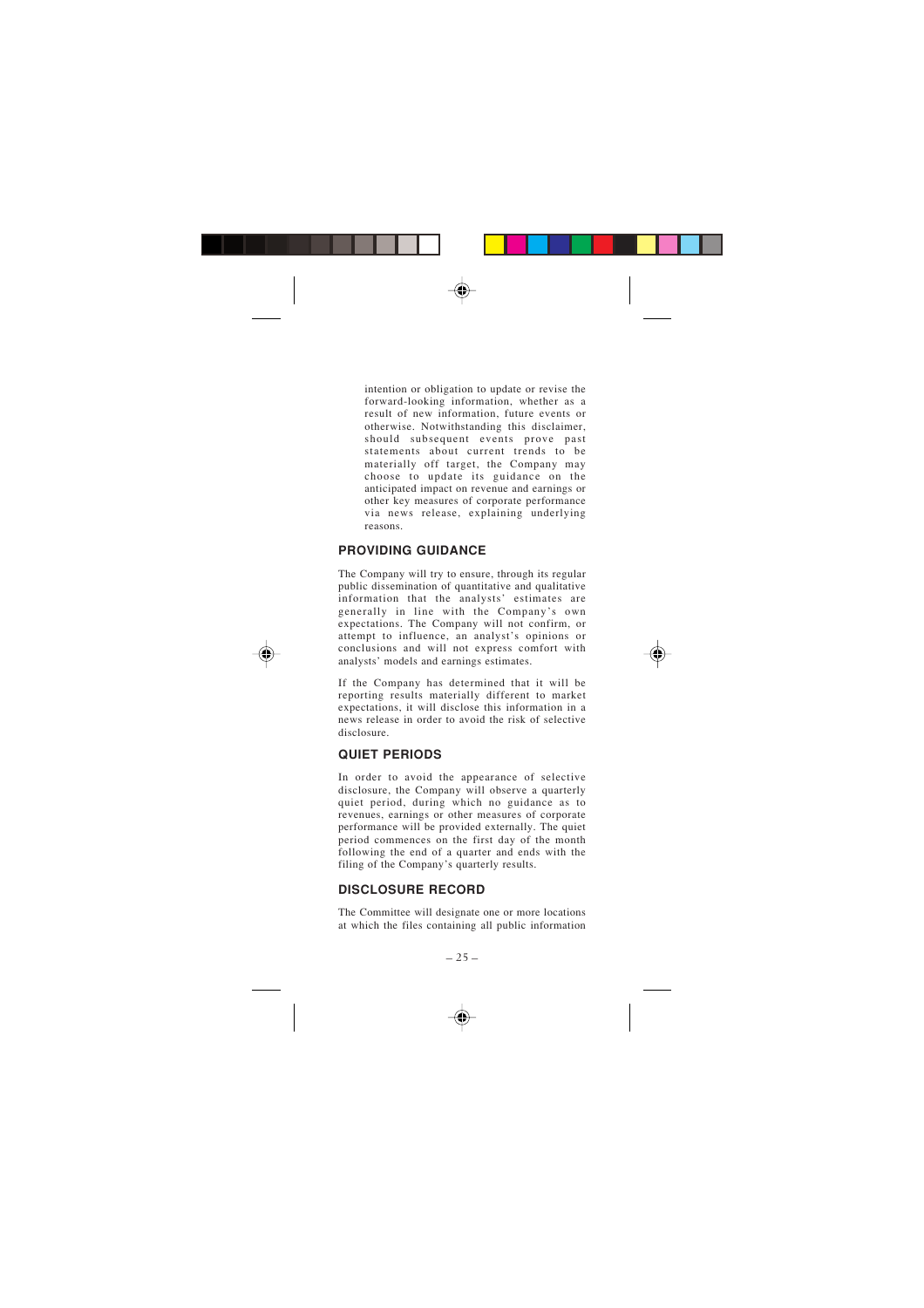intention or obligation to update or revise the forward-looking information, whether as a result of new information, future events or otherwise. Notwithstanding this disclaimer, should subsequent events prove past statements about current trends to be materially off target, the Company may choose to update its guidance on the anticipated impact on revenue and earnings or other key measures of corporate performance via news release, explaining underlying reasons.

## PROVIDING GUIDANCE

The Company will try to ensure, through its regular public dissemination of quantitative and qualitative information that the analysts' estimates are generally in line with the Company's own expectations. The Company will not confirm, or attempt to influence, an analyst's opinions or conclusions and will not express comfort with analysts' models and earnings estimates.

If the Company has determined that it will be reporting results materially different to market expectations, it will disclose this information in a news release in order to avoid the risk of selective disclosure.

## QUIET PERIODS

In order to avoid the appearance of selective disclosure, the Company will observe a quarterly quiet period, during which no guidance as to revenues, earnings or other measures of corporate performance will be provided externally. The quiet period commences on the first day of the month following the end of a quarter and ends with the filing of the Company's quarterly results.

## DISCLOSURE RECORD

The Committee will designate one or more locations at which the files containing all public information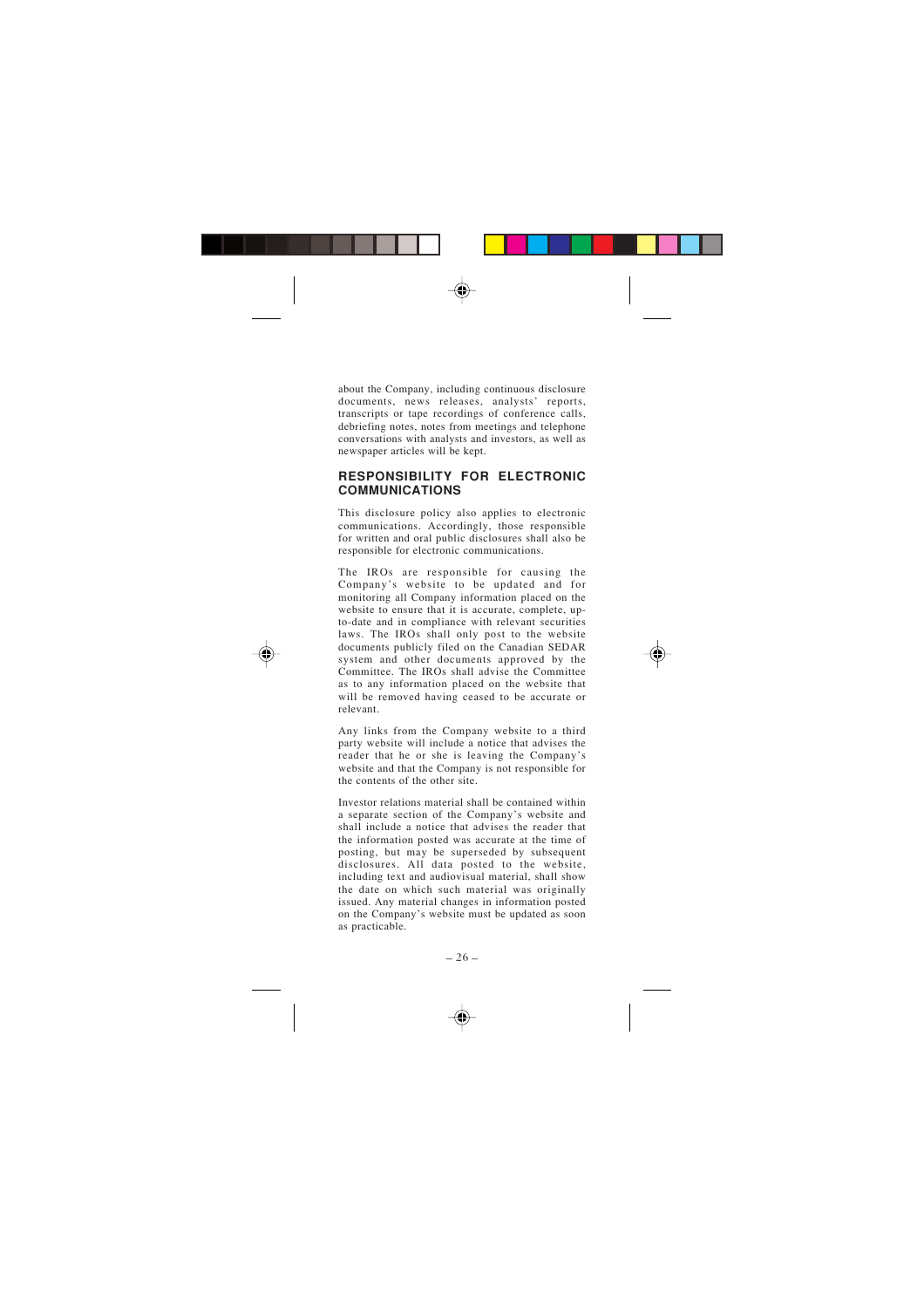about the Company, including continuous disclosure documents, news releases, analysts' reports, transcripts or tape recordings of conference calls, debriefing notes, notes from meetings and telephone conversations with analysts and investors, as well as newspaper articles will be kept.

## RESPONSIBILITY FOR ELECTRONIC COMMUNICATIONS

This disclosure policy also applies to electronic communications. Accordingly, those responsible for written and oral public disclosures shall also be responsible for electronic communications.

The IROs are responsible for causing the Company's website to be updated and for monitoring all Company information placed on the website to ensure that it is accurate, complete, up-to-date and in compliance with relevant securities laws. The IROs shall only post to the website documents publicly filed on the Canadian SEDAR system and other documents approved by the Committee. The IROs shall advise the Committee as to any information placed on the website that will be removed having ceased to be accurate or relevant.

Any links from the Company website to a third party website will include a notice that advises the reader that he or she is leaving the Company's website and that the Company is not responsible for the contents of the other site.

Investor relations material shall be contained within a separate section of the Company's website and shall include a notice that advises the reader that the information posted was accurate at the time of posting, but may be superseded by subsequent disclosures. All data posted to the website, including text and audiovisual material, shall show the date on which such material was originally issued. Any material changes in information posted on the Company's website must be updated as soon as practicable.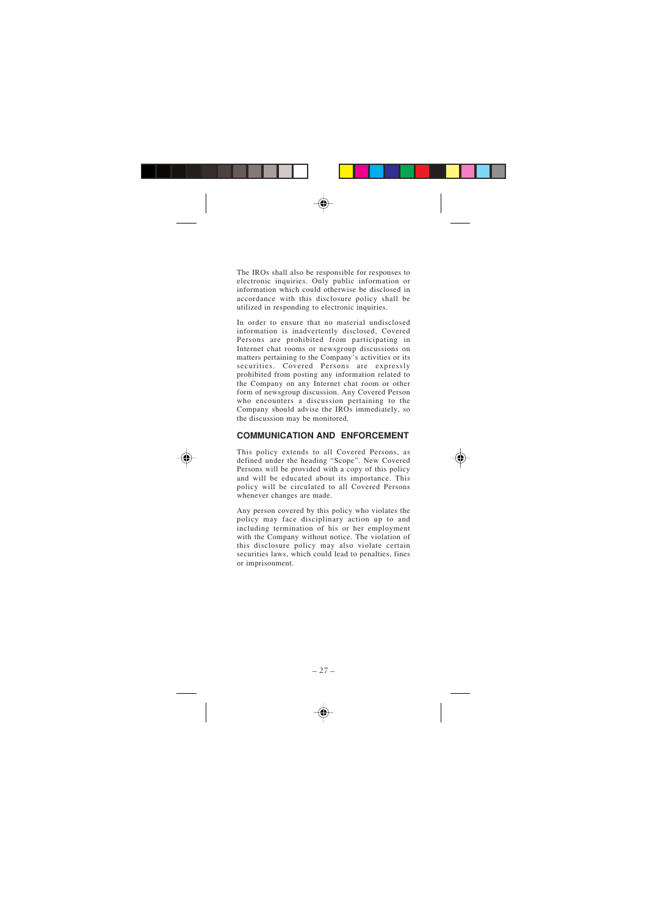The IROs shall also be responsible for responses to electronic inquiries. Only public information or information which could otherwise be disclosed in accordance with this disclosure policy shall be utilized in responding to electronic inquiries.

In order to ensure that no material undisclosed information is inadvertently disclosed, Covered Persons are prohibited from participating in Internet chat rooms or newsgroup discussions on matters pertaining to the Company's activities or its securities. Covered Persons are expressly prohibited from posting any information related to the Company on any Internet chat room or other form of newsgroup discussion. Any Covered Person who encounters a discussion pertaining to the Company should advise the IROs immediately, so the discussion may be monitored.

## COMMUNICATION AND ENFORCEMENT

This policy extends to all Covered Persons, as defined under the heading "Scope". New Covered Persons will be provided with a copy of this policy and will be educated about its importance. This policy will be circulated to all Covered Persons whenever changes are made.

Any person covered by this policy who violates the policy may face disciplinary action up to and including termination of his or her employment with the Company without notice. The violation of this disclosure policy may also violate certain securities laws, which could lead to penalties, fines or imprisonment.